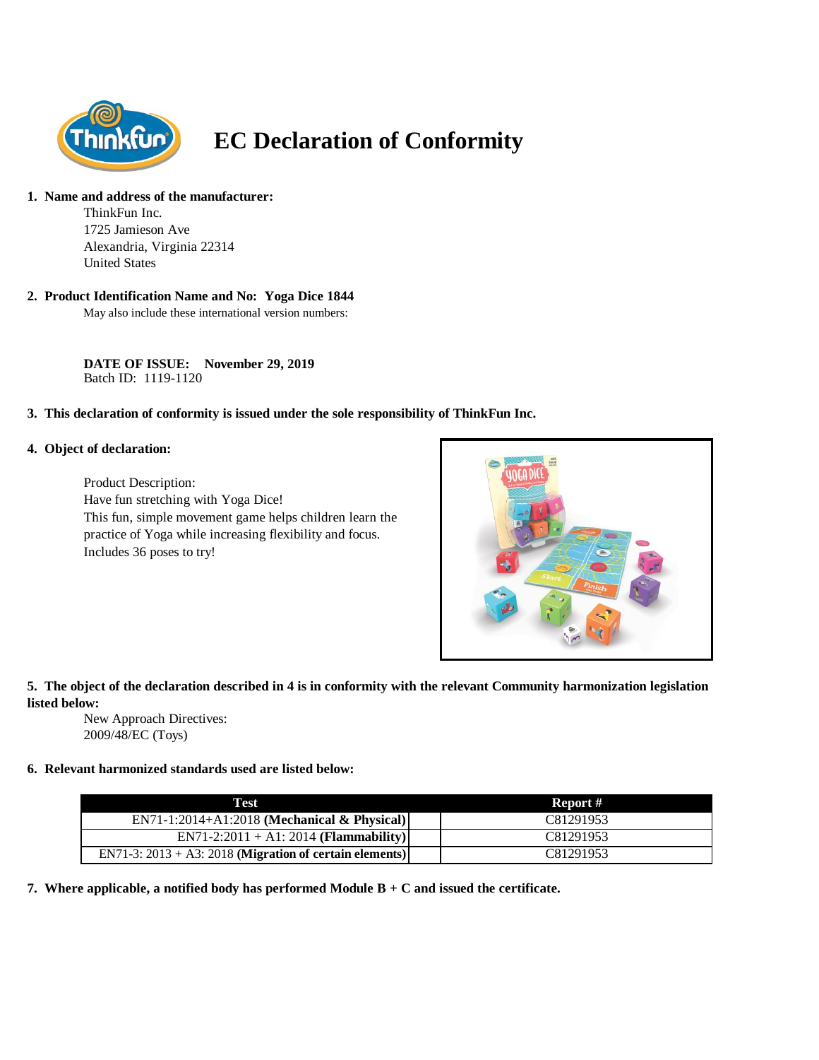# EC Declaration of Conformity

1. **Name and address of the manufacturer:**

   ThinkFun Inc.
   1725 Jamieson Ave
   Alexandria, Virginia 22314
   United States

2. **Product Identification Name and No: Yoga Dice 1844**

   May also include these international version numbers:

   **DATE OF ISSUE: November 29, 2019**
   Batch ID: 1119-1120

3. **This declaration of conformity is issued under the sole responsibility of ThinkFun Inc.**

4. **Object of declaration:**

   Product Description:
   Have fun stretching with Yoga Dice!
   This fun, simple movement game helps children learn the practice of Yoga while increasing flexibility and focus.
   Includes 36 poses to try!

5. **The object of the declaration described in 4 is in conformity with the relevant Community harmonization legislation listed below:**

   New Approach Directives:
   2009/48/EC (Toys)

6. **Relevant harmonized standards used are listed below:**

| Test | Report # |
|---|---|
| EN71-1:2014+A1:2018 **(Mechanical & Physical)** | C81291953 |
| EN71-2:2011 + A1: 2014 **(Flammability)** | C81291953 |
| EN71-3: 2013 + A3: 2018 **(Migration of certain elements)** | C81291953 |

7. **Where applicable, a notified body has performed Module B + C and issued the certificate.**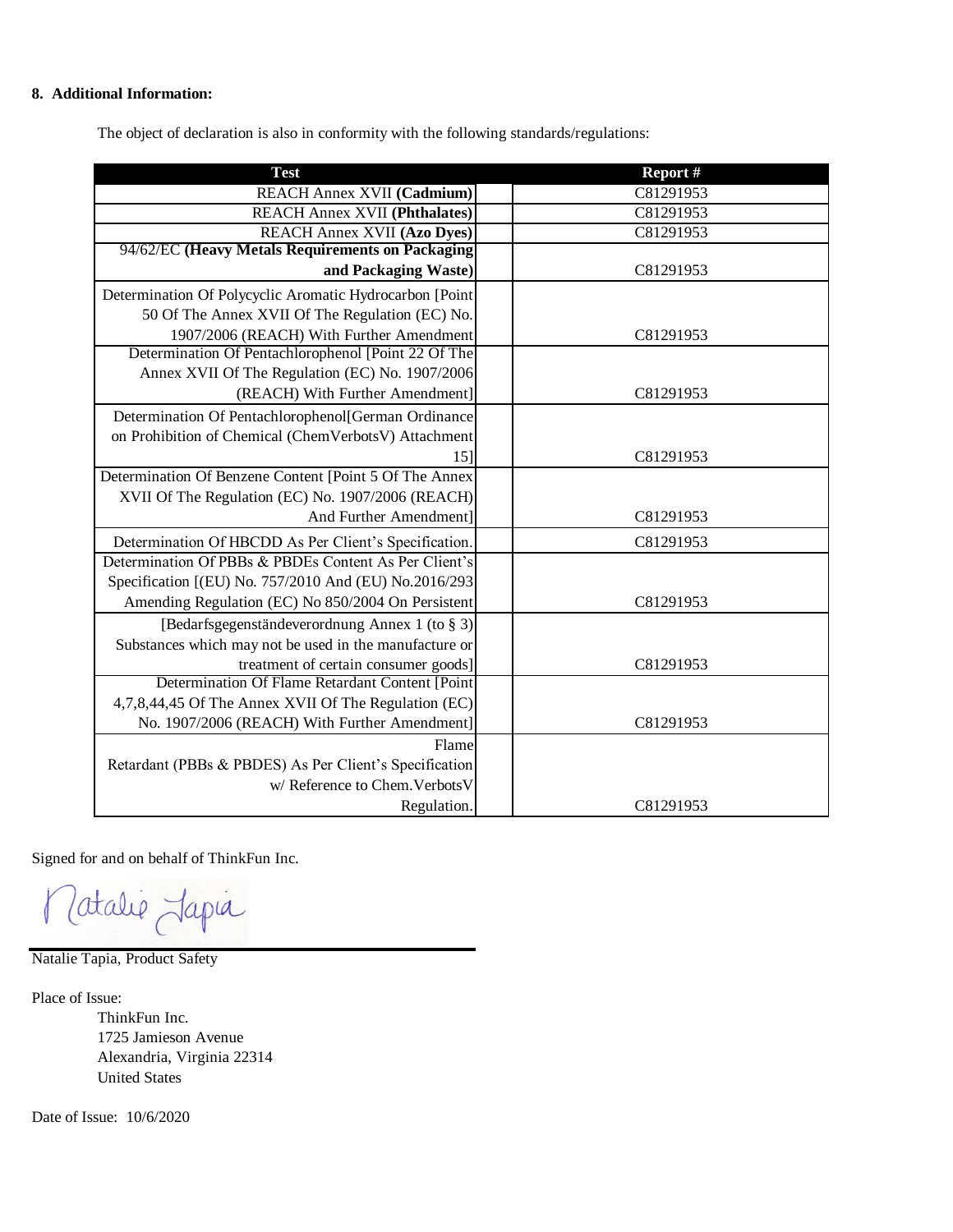**8. Additional Information:**

The object of declaration is also in conformity with the following standards/regulations:

| Test | Report # |
|---|---|
| REACH Annex XVII **(Cadmium)** | C81291953 |
| REACH Annex XVII **(Phthalates)** | C81291953 |
| REACH Annex XVII **(Azo Dyes)** | C81291953 |
| 94/62/EC **(Heavy Metals Requirements on Packaging and Packaging Waste)** | C81291953 |
| Determination Of Polycyclic Aromatic Hydrocarbon [Point 50 Of The Annex XVII Of The Regulation (EC) No. 1907/2006 (REACH) With Further Amendment | C81291953 |
| Determination Of Pentachlorophenol [Point 22 Of The Annex XVII Of The Regulation (EC) No. 1907/2006 (REACH) With Further Amendment] | C81291953 |
| Determination Of Pentachlorophenol[German Ordinance on Prohibition of Chemical (ChemVerbotsV) Attachment 15] | C81291953 |
| Determination Of Benzene Content [Point 5 Of The Annex XVII Of The Regulation (EC) No. 1907/2006 (REACH) And Further Amendment] | C81291953 |
| Determination Of HBCDD As Per Client's Specification. | C81291953 |
| Determination Of PBBs & PBDEs Content As Per Client's Specification [(EU) No. 757/2010 And (EU) No.2016/293 Amending Regulation (EC) No 850/2004 On Persistent | C81291953 |
| [Bedarfsgegenständeverordnung Annex 1 (to § 3) Substances which may not be used in the manufacture or treatment of certain consumer goods] | C81291953 |
| Determination Of Flame Retardant Content [Point 4,7,8,44,45 Of The Annex XVII Of The Regulation (EC) No. 1907/2006 (REACH) With Further Amendment] | C81291953 |
| Flame Retardant (PBBs & PBDES) As Per Client's Specification w/ Reference to Chem.VerbotsV Regulation. | C81291953 |

Signed for and on behalf of ThinkFun Inc.

Natalie Tapia

Natalie Tapia, Product Safety

Place of Issue:

ThinkFun Inc.
1725 Jamieson Avenue
Alexandria, Virginia 22314
United States

Date of Issue: 10/6/2020